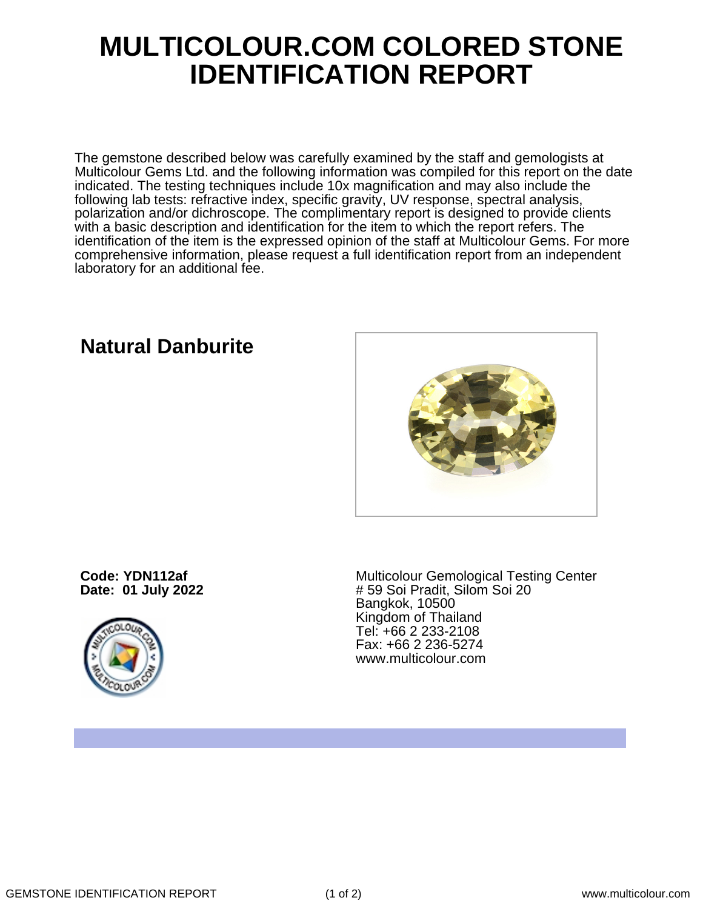# MULTICOLOUR.COM COLORED STONE IDENTIFICATION REPORT

The gemstone described below was carefully examined by the staff and gemologists at Multicolour Gems Ltd. and the following information was compiled for this report on the date indicated. The testing techniques include 10x magnification and may also include the following lab tests: refractive index, specific gravity, UV response, spectral analysis, polarization and/or dichroscope. The complimentary report is designed to provide clients with a basic description and identification for the item to which the report refers. The identification of the item is the expressed opinion of the staff at Multicolour Gems. For more comprehensive information, please request a full identification report from an independent laboratory for an additional fee.

## Natural Danburite

**Code: YDN112af**
**Date: 01 July 2022**

Multicolour Gemological Testing Center
# 59 Soi Pradit, Silom Soi 20
Bangkok, 10500
Kingdom of Thailand
Tel: +66 2 233-2108
Fax: +66 2 236-5274
www.multicolour.com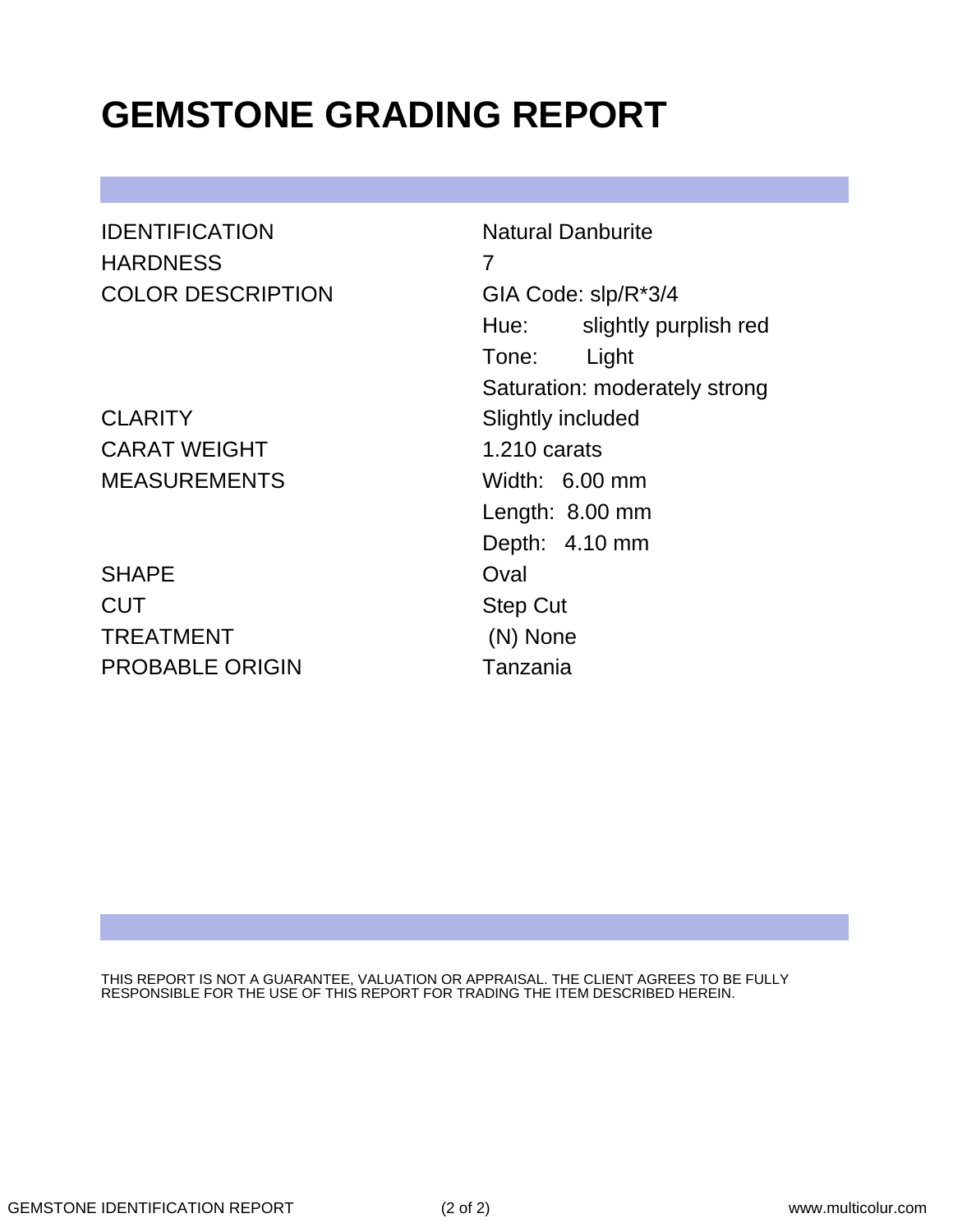# GEMSTONE GRADING REPORT

| | |
|---|---|
| IDENTIFICATION | Natural Danburite |
| HARDNESS | 7 |
| COLOR DESCRIPTION | GIA Code: slp/R*3/4 |
| | Hue: slightly purplish red |
| | Tone: Light |
| | Saturation: moderately strong |
| CLARITY | Slightly included |
| CARAT WEIGHT | 1.210 carats |
| MEASUREMENTS | Width: 6.00 mm |
| | Length: 8.00 mm |
| | Depth: 4.10 mm |
| SHAPE | Oval |
| CUT | Step Cut |
| TREATMENT | (N) None |
| PROBABLE ORIGIN | Tanzania |

THIS REPORT IS NOT A GUARANTEE, VALUATION OR APPRAISAL. THE CLIENT AGREES TO BE FULLY RESPONSIBLE FOR THE USE OF THIS REPORT FOR TRADING THE ITEM DESCRIBED HEREIN.